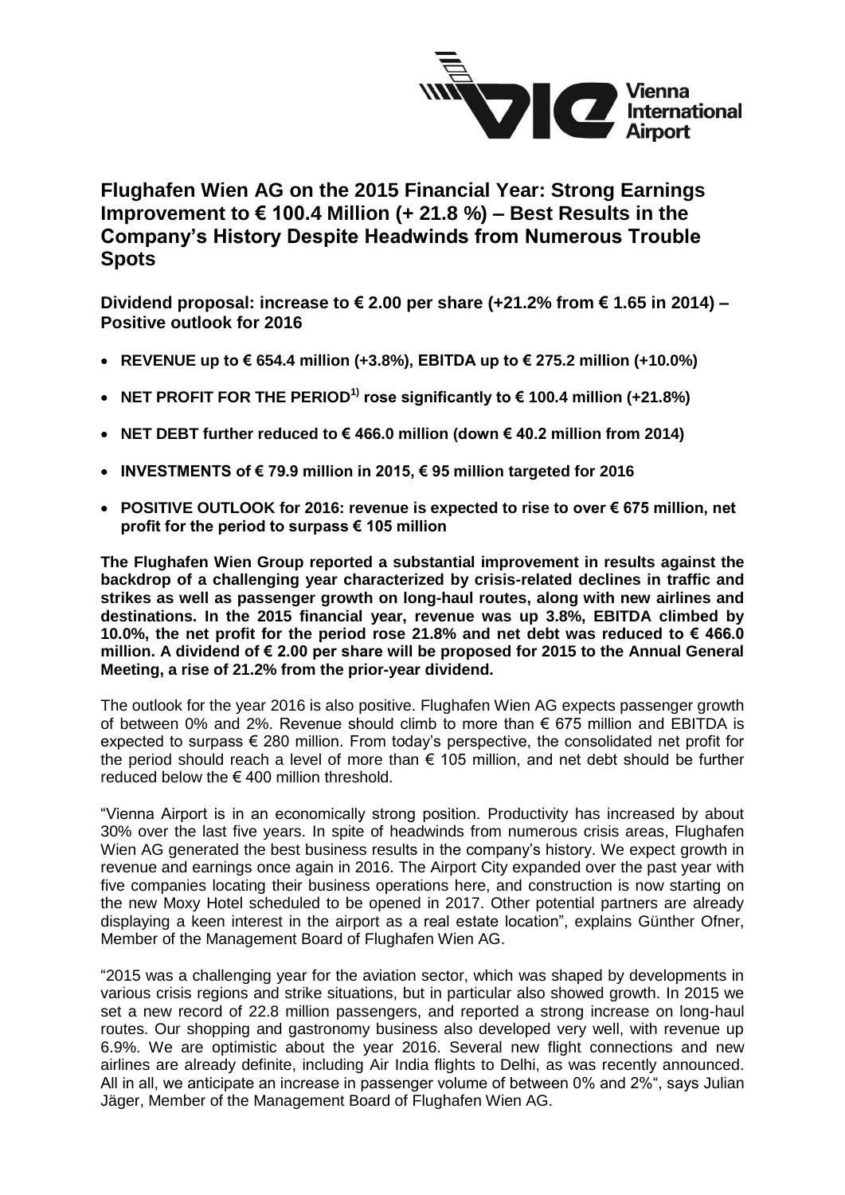# Flughafen Wien AG on the 2015 Financial Year: Strong Earnings Improvement to € 100.4 Million (+ 21.8 %) – Best Results in the Company's History Despite Headwinds from Numerous Trouble Spots

**Dividend proposal: increase to € 2.00 per share (+21.2% from € 1.65 in 2014) – Positive outlook for 2016**

- **REVENUE up to € 654.4 million (+3.8%), EBITDA up to € 275.2 million (+10.0%)**
- **NET PROFIT FOR THE PERIOD[1)] rose significantly to € 100.4 million (+21.8%)**
- **NET DEBT further reduced to € 466.0 million (down € 40.2 million from 2014)**
- **INVESTMENTS of € 79.9 million in 2015, € 95 million targeted for 2016**
- **POSITIVE OUTLOOK for 2016: revenue is expected to rise to over € 675 million, net profit for the period to surpass € 105 million**

**The Flughafen Wien Group reported a substantial improvement in results against the backdrop of a challenging year characterized by crisis-related declines in traffic and strikes as well as passenger growth on long-haul routes, along with new airlines and destinations. In the 2015 financial year, revenue was up 3.8%, EBITDA climbed by 10.0%, the net profit for the period rose 21.8% and net debt was reduced to € 466.0 million. A dividend of € 2.00 per share will be proposed for 2015 to the Annual General Meeting, a rise of 21.2% from the prior-year dividend.**

The outlook for the year 2016 is also positive. Flughafen Wien AG expects passenger growth of between 0% and 2%. Revenue should climb to more than € 675 million and EBITDA is expected to surpass € 280 million. From today's perspective, the consolidated net profit for the period should reach a level of more than € 105 million, and net debt should be further reduced below the € 400 million threshold.

"Vienna Airport is in an economically strong position. Productivity has increased by about 30% over the last five years. In spite of headwinds from numerous crisis areas, Flughafen Wien AG generated the best business results in the company's history. We expect growth in revenue and earnings once again in 2016. The Airport City expanded over the past year with five companies locating their business operations here, and construction is now starting on the new Moxy Hotel scheduled to be opened in 2017. Other potential partners are already displaying a keen interest in the airport as a real estate location", explains Günther Ofner, Member of the Management Board of Flughafen Wien AG.

"2015 was a challenging year for the aviation sector, which was shaped by developments in various crisis regions and strike situations, but in particular also showed growth. In 2015 we set a new record of 22.8 million passengers, and reported a strong increase on long-haul routes. Our shopping and gastronomy business also developed very well, with revenue up 6.9%. We are optimistic about the year 2016. Several new flight connections and new airlines are already definite, including Air India flights to Delhi, as was recently announced. All in all, we anticipate an increase in passenger volume of between 0% and 2%", says Julian Jäger, Member of the Management Board of Flughafen Wien AG.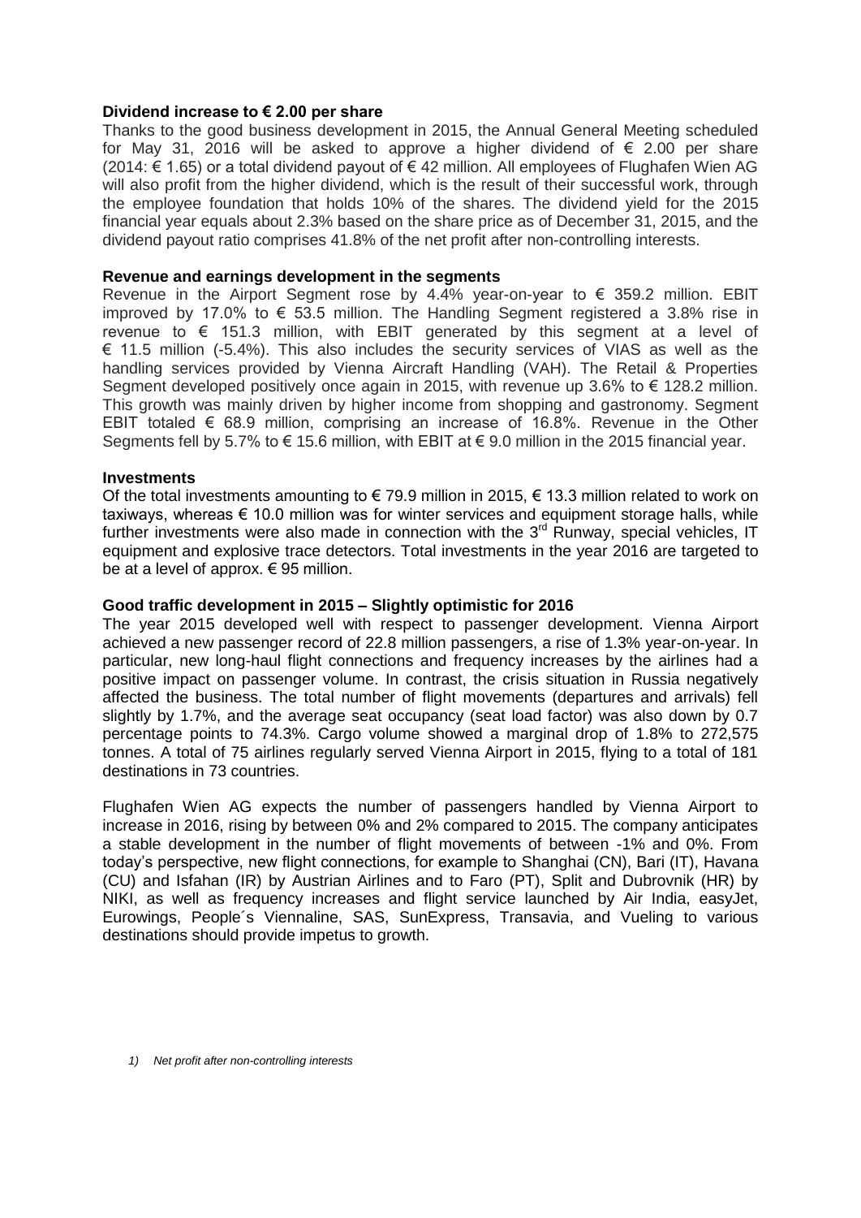**Dividend increase to € 2.00 per share**

Thanks to the good business development in 2015, the Annual General Meeting scheduled for May 31, 2016 will be asked to approve a higher dividend of € 2.00 per share (2014: € 1.65) or a total dividend payout of € 42 million. All employees of Flughafen Wien AG will also profit from the higher dividend, which is the result of their successful work, through the employee foundation that holds 10% of the shares. The dividend yield for the 2015 financial year equals about 2.3% based on the share price as of December 31, 2015, and the dividend payout ratio comprises 41.8% of the net profit after non-controlling interests.

**Revenue and earnings development in the segments**

Revenue in the Airport Segment rose by 4.4% year-on-year to € 359.2 million. EBIT improved by 17.0% to € 53.5 million. The Handling Segment registered a 3.8% rise in revenue to € 151.3 million, with EBIT generated by this segment at a level of € 11.5 million (-5.4%). This also includes the security services of VIAS as well as the handling services provided by Vienna Aircraft Handling (VAH). The Retail & Properties Segment developed positively once again in 2015, with revenue up 3.6% to € 128.2 million. This growth was mainly driven by higher income from shopping and gastronomy. Segment EBIT totaled € 68.9 million, comprising an increase of 16.8%. Revenue in the Other Segments fell by 5.7% to € 15.6 million, with EBIT at € 9.0 million in the 2015 financial year.

**Investments**

Of the total investments amounting to € 79.9 million in 2015, € 13.3 million related to work on taxiways, whereas € 10.0 million was for winter services and equipment storage halls, while further investments were also made in connection with the 3rd Runway, special vehicles, IT equipment and explosive trace detectors. Total investments in the year 2016 are targeted to be at a level of approx. € 95 million.

**Good traffic development in 2015 – Slightly optimistic for 2016**

The year 2015 developed well with respect to passenger development. Vienna Airport achieved a new passenger record of 22.8 million passengers, a rise of 1.3% year-on-year. In particular, new long-haul flight connections and frequency increases by the airlines had a positive impact on passenger volume. In contrast, the crisis situation in Russia negatively affected the business. The total number of flight movements (departures and arrivals) fell slightly by 1.7%, and the average seat occupancy (seat load factor) was also down by 0.7 percentage points to 74.3%. Cargo volume showed a marginal drop of 1.8% to 272,575 tonnes. A total of 75 airlines regularly served Vienna Airport in 2015, flying to a total of 181 destinations in 73 countries.

Flughafen Wien AG expects the number of passengers handled by Vienna Airport to increase in 2016, rising by between 0% and 2% compared to 2015. The company anticipates a stable development in the number of flight movements of between -1% and 0%. From today's perspective, new flight connections, for example to Shanghai (CN), Bari (IT), Havana (CU) and Isfahan (IR) by Austrian Airlines and to Faro (PT), Split and Dubrovnik (HR) by NIKI, as well as frequency increases and flight service launched by Air India, easyJet, Eurowings, People´s Viennaline, SAS, SunExpress, Transavia, and Vueling to various destinations should provide impetus to growth.

*1) Net profit after non-controlling interests*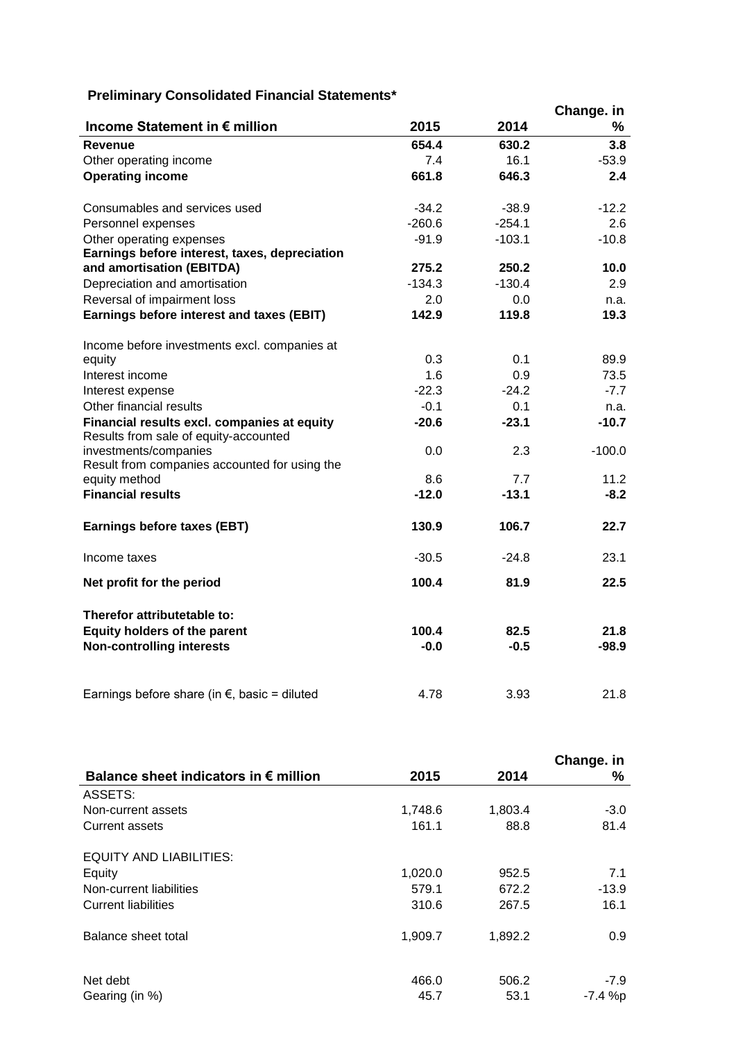**Preliminary Consolidated Financial Statements***

| Income Statement in € million | 2015 | 2014 | Change. in % |
|---|---|---|---|
| **Revenue** | **654.4** | **630.2** | **3.8** |
| Other operating income | 7.4 | 16.1 | -53.9 |
| **Operating income** | **661.8** | **646.3** | **2.4** |
| | | | |
| Consumables and services used | -34.2 | -38.9 | -12.2 |
| Personnel expenses | -260.6 | -254.1 | 2.6 |
| Other operating expenses | -91.9 | -103.1 | -10.8 |
| **Earnings before interest, taxes, depreciation and amortisation (EBITDA)** | **275.2** | **250.2** | **10.0** |
| Depreciation and amortisation | -134.3 | -130.4 | 2.9 |
| Reversal of impairment loss | 2.0 | 0.0 | n.a. |
| **Earnings before interest and taxes (EBIT)** | **142.9** | **119.8** | **19.3** |
| | | | |
| Income before investments excl. companies at equity | 0.3 | 0.1 | 89.9 |
| Interest income | 1.6 | 0.9 | 73.5 |
| Interest expense | -22.3 | -24.2 | -7.7 |
| Other financial results | -0.1 | 0.1 | n.a. |
| **Financial results excl. companies at equity** | **-20.6** | **-23.1** | **-10.7** |
| Results from sale of equity-accounted investments/companies | 0.0 | 2.3 | -100.0 |
| Result from companies accounted for using the equity method | 8.6 | 7.7 | 11.2 |
| **Financial results** | **-12.0** | **-13.1** | **-8.2** |
| | | | |
| **Earnings before taxes (EBT)** | **130.9** | **106.7** | **22.7** |
| | | | |
| Income taxes | -30.5 | -24.8 | 23.1 |
| | | | |
| **Net profit for the period** | **100.4** | **81.9** | **22.5** |
| | | | |
| **Therefor attributetable to:** | | | |
| **Equity holders of the parent** | **100.4** | **82.5** | **21.8** |
| **Non-controlling interests** | **-0.0** | **-0.5** | **-98.9** |
| | | | |
| Earnings before share (in €, basic = diluted | 4.78 | 3.93 | 21.8 |

| Balance sheet indicators in € million | 2015 | 2014 | Change. in % |
|---|---|---|---|
| ASSETS: | | | |
| Non-current assets | 1,748.6 | 1,803.4 | -3.0 |
| Current assets | 161.1 | 88.8 | 81.4 |
| | | | |
| EQUITY AND LIABILITIES: | | | |
| Equity | 1,020.0 | 952.5 | 7.1 |
| Non-current liabilities | 579.1 | 672.2 | -13.9 |
| Current liabilities | 310.6 | 267.5 | 16.1 |
| | | | |
| Balance sheet total | 1,909.7 | 1,892.2 | 0.9 |
| | | | |
| Net debt | 466.0 | 506.2 | -7.9 |
| Gearing (in %) | 45.7 | 53.1 | -7.4 %p |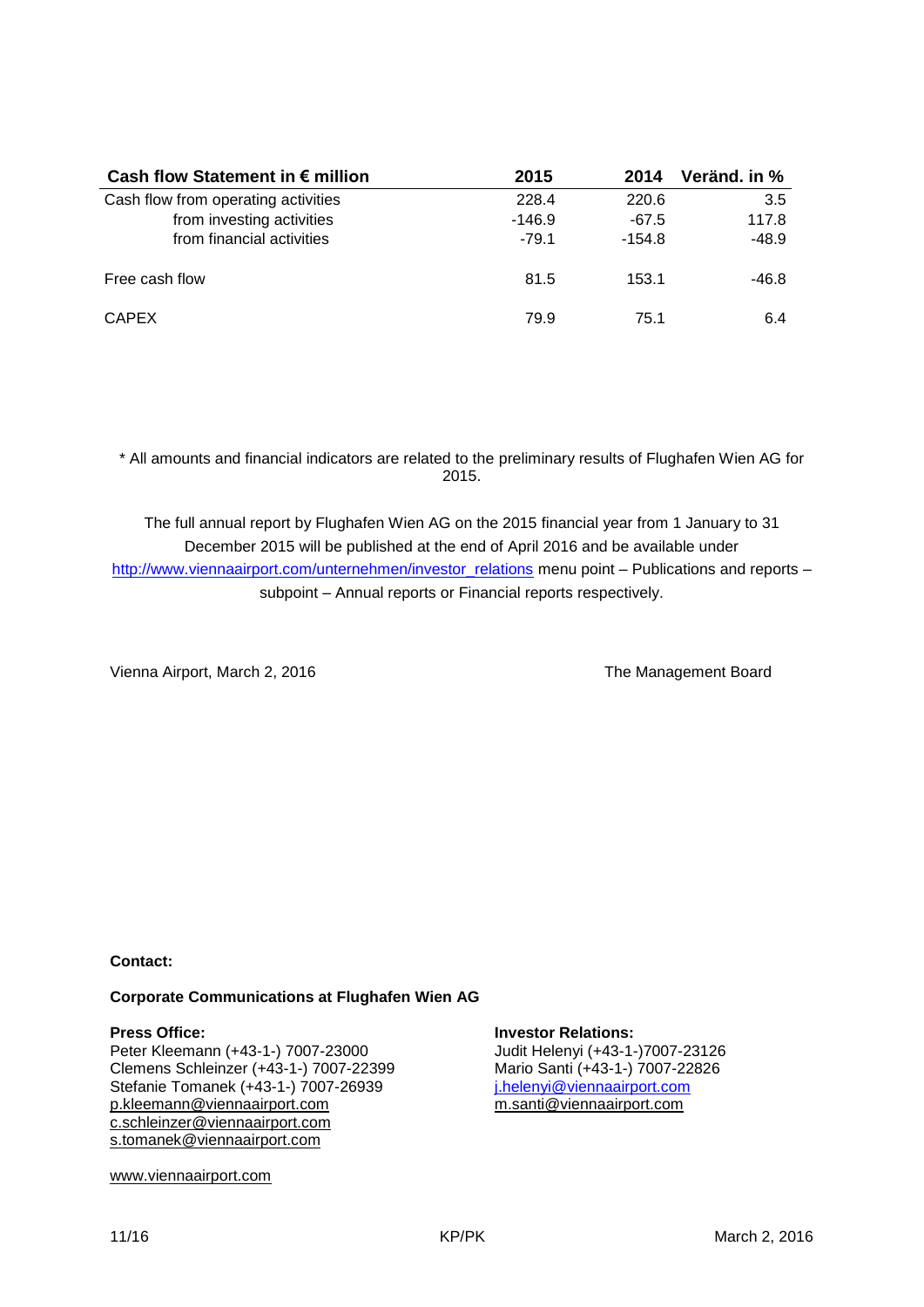| Cash flow Statement in € million | 2015 | 2014 | Veränd. in % |
|---|---|---|---|
| Cash flow from operating activities | 228.4 | 220.6 | 3.5 |
| from investing activities | -146.9 | -67.5 | 117.8 |
| from financial activities | -79.1 | -154.8 | -48.9 |
| Free cash flow | 81.5 | 153.1 | -46.8 |
| CAPEX | 79.9 | 75.1 | 6.4 |

* All amounts and financial indicators are related to the preliminary results of Flughafen Wien AG for 2015.

The full annual report by Flughafen Wien AG on the 2015 financial year from 1 January to 31 December 2015 will be published at the end of April 2016 and be available under http://www.viennaairport.com/unternehmen/investor_relations menu point – Publications and reports – subpoint – Annual reports or Financial reports respectively.

Vienna Airport, March 2, 2016

The Management Board

**Contact:**

**Corporate Communications at Flughafen Wien AG**

**Press Office:**
Peter Kleemann (+43-1-) 7007-23000
Clemens Schleinzer (+43-1-) 7007-22399
Stefanie Tomanek (+43-1-) 7007-26939
p.kleemann@viennaairport.com
c.schleinzer@viennaairport.com
s.tomanek@viennaairport.com

**Investor Relations:**
Judit Helenyi (+43-1-)7007-23126
Mario Santi (+43-1-) 7007-22826
j.helenyi@viennaairport.com
m.santi@viennaairport.com

www.viennaairport.com

11/16 KP/PK March 2, 2016